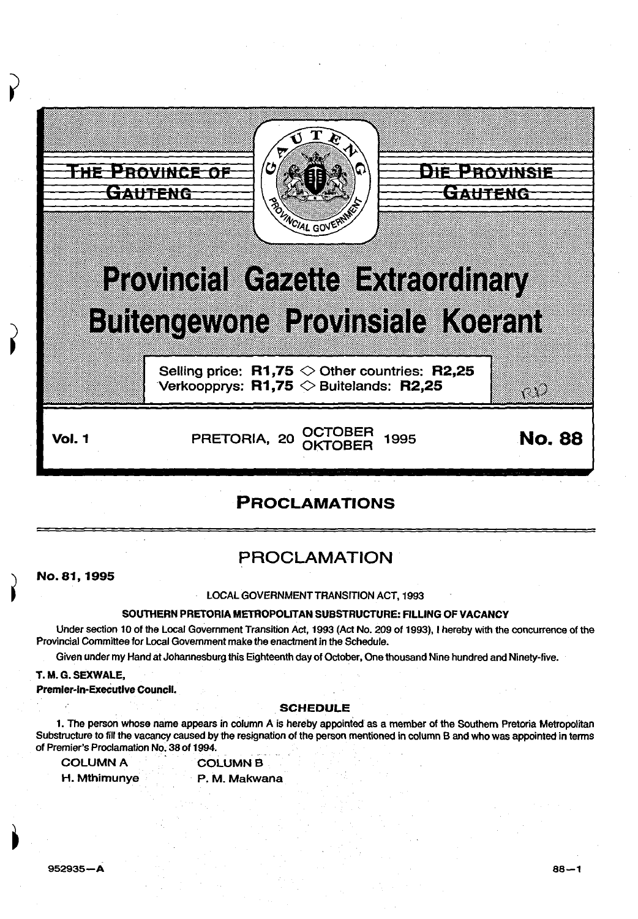THE PROVINCE OF GAUTENG

DIE PROVINSIE GAUTENG

# Provincial Gazette Extraordinary
# Buitengewone Provinsiale Koerant

Selling price: **R1,75** ◇ Other countries: **R2,25**
Verkoopprys: **R1,75** ◇ Buitelands: **R2,25**

**Vol. 1** PRETORIA, 20 OCTOBER OKTOBER 1995 **No. 88**

## PROCLAMATIONS

## PROCLAMATION

**No. 81, 1995**

LOCAL GOVERNMENT TRANSITION ACT, 1993

**SOUTHERN PRETORIA METROPOLITAN SUBSTRUCTURE: FILLING OF VACANCY**

Under section 10 of the Local Government Transition Act, 1993 (Act No. 209 of 1993), I hereby with the concurrence of the Provincial Committee for Local Government make the enactment in the Schedule.

Given under my Hand at Johannesburg this Eighteenth day of October, One thousand Nine hundred and Ninety-five.

**T. M. G. SEXWALE,**
**Premier-in-Executive Council.**

**SCHEDULE**

1. The person whose name appears in column A is hereby appointed as a member of the Southern Pretoria Metropolitan Substructure to fill the vacancy caused by the resignation of the person mentioned in column B and who was appointed in terms of Premier's Proclamation No. 38 of 1994.

| COLUMN A | COLUMN B |
| --- | --- |
| H. Mthimunye | P. M. Makwana |

952935—A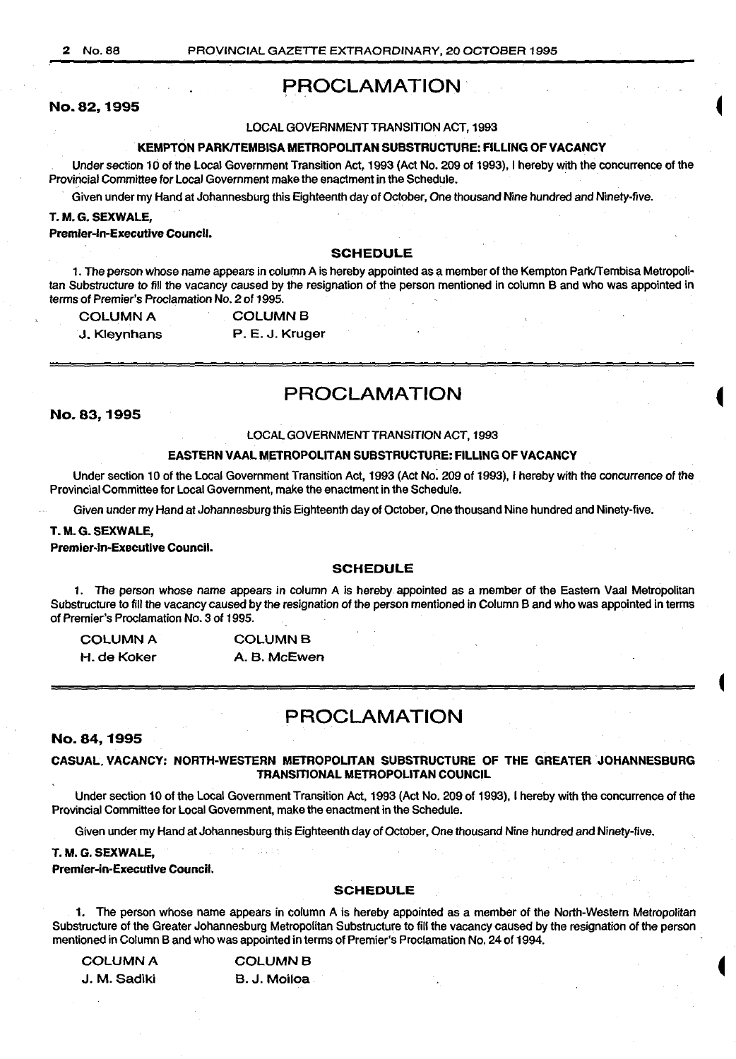# PROCLAMATION

**No. 82, 1995**

LOCAL GOVERNMENT TRANSITION ACT, 1993

**KEMPTON PARK/TEMBISA METROPOLITAN SUBSTRUCTURE: FILLING OF VACANCY**

Under section 10 of the Local Government Transition Act, 1993 (Act No. 209 of 1993), I hereby with the concurrence of the Provincial Committee for Local Government make the enactment in the Schedule.

Given under my Hand at Johannesburg this Eighteenth day of October, One thousand Nine hundred and Ninety-five.

**T. M. G. SEXWALE,**
**Premier-in-Executive Council.**

### SCHEDULE

1. The person whose name appears in column A is hereby appointed as a member of the Kempton Park/Tembisa Metropolitan Substructure to fill the vacancy caused by the resignation of the person mentioned in column B and who was appointed in terms of Premier's Proclamation No. 2 of 1995.

| COLUMN A | COLUMN B |
|---|---|
| J. Kleynhans | P. E. J. Kruger |

# PROCLAMATION

**No. 83, 1995**

LOCAL GOVERNMENT TRANSITION ACT, 1993

**EASTERN VAAL METROPOLITAN SUBSTRUCTURE: FILLING OF VACANCY**

Under section 10 of the Local Government Transition Act, 1993 (Act No. 209 of 1993), I hereby with the concurrence of the Provincial Committee for Local Government, make the enactment in the Schedule.

Given under my Hand at Johannesburg this Eighteenth day of October, One thousand Nine hundred and Ninety-five.

**T. M. G. SEXWALE,**
**Premier-in-Executive Council.**

### SCHEDULE

1. The person whose name appears in column A is hereby appointed as a member of the Eastern Vaal Metropolitan Substructure to fill the vacancy caused by the resignation of the person mentioned in Column B and who was appointed in terms of Premier's Proclamation No. 3 of 1995.

| COLUMN A | COLUMN B |
|---|---|
| H. de Koker | A. B. McEwen |

# PROCLAMATION

**No. 84, 1995**

**CASUAL VACANCY: NORTH-WESTERN METROPOLITAN SUBSTRUCTURE OF THE GREATER JOHANNESBURG TRANSITIONAL METROPOLITAN COUNCIL**

Under section 10 of the Local Government Transition Act, 1993 (Act No. 209 of 1993), I hereby with the concurrence of the Provincial Committee for Local Government, make the enactment in the Schedule.

Given under my Hand at Johannesburg this Eighteenth day of October, One thousand Nine hundred and Ninety-five.

**T. M. G. SEXWALE,**
**Premier-in-Executive Council.**

### SCHEDULE

1. The person whose name appears in column A is hereby appointed as a member of the North-Western Metropolitan Substructure of the Greater Johannesburg Metropolitan Substructure to fill the vacancy caused by the resignation of the person mentioned in Column B and who was appointed in terms of Premier's Proclamation No. 24 of 1994.

| COLUMN A | COLUMN B |
|---|---|
| J. M. Sadiki | B. J. Moiloa |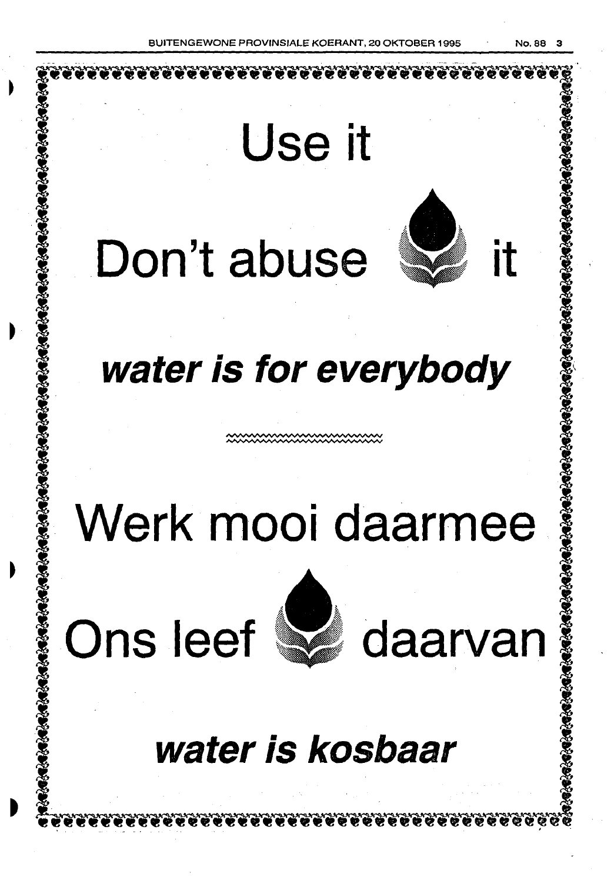# Use it

# Don't abuse it

***water is for everybody***

---

# Werk mooi daarmee

# Ons leef daarvan

***water is kosbaar***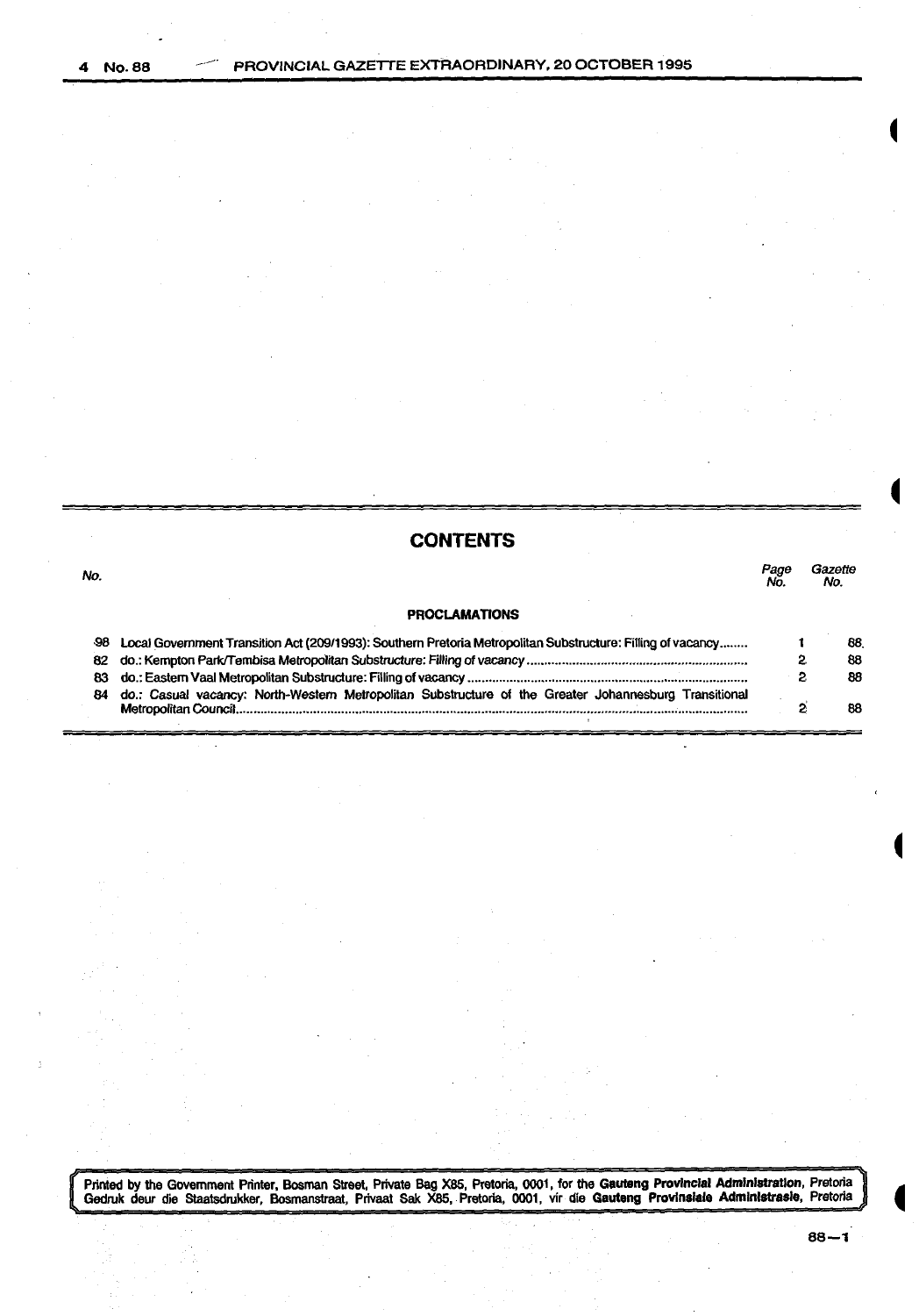## CONTENTS

| No. | | Page No. | Gazette No. |
|---|---|---|---|
| | **PROCLAMATIONS** | | |
| 98 | Local Government Transition Act (209/1993): Southern Pretoria Metropolitan Substructure: Filling of vacancy | 1 | 88 |
| 82 | do.: Kempton Park/Tembisa Metropolitan Substructure: Filling of vacancy | 2 | 88 |
| 83 | do.: Eastern Vaal Metropolitan Substructure: Filling of vacancy | 2 | 88 |
| 84 | do.: Casual vacancy: North-Western Metropolitan Substructure of the Greater Johannesburg Transitional Metropolitan Council | 2 | 88 |

Printed by the Government Printer, Bosman Street, Private Bag X85, Pretoria, 0001, for the **Gauteng Provincial Administration**, Pretoria
Gedruk deur die Staatsdrukker, Bosmanstraat, Privaat Sak X85, Pretoria, 0001, vir die **Gauteng Provinsiale Administrasie**, Pretoria

88—1